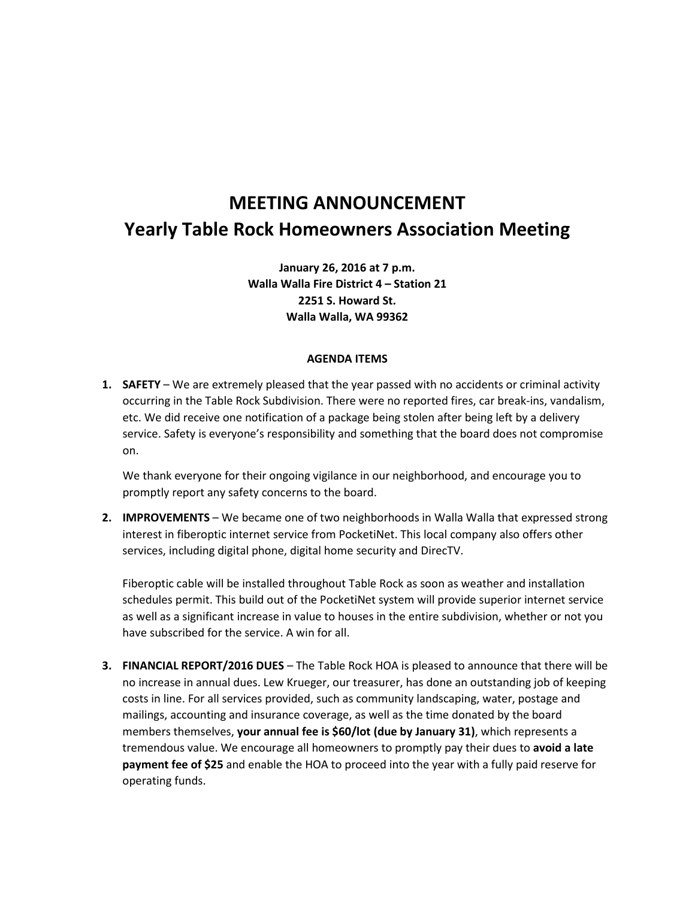# MEETING ANNOUNCEMENT
# Yearly Table Rock Homeowners Association Meeting

**January 26, 2016 at 7 p.m.**
**Walla Walla Fire District 4 – Station 21**
**2251 S. Howard St.**
**Walla Walla, WA 99362**

**AGENDA ITEMS**

1. **SAFETY** – We are extremely pleased that the year passed with no accidents or criminal activity occurring in the Table Rock Subdivision. There were no reported fires, car break-ins, vandalism, etc. We did receive one notification of a package being stolen after being left by a delivery service. Safety is everyone's responsibility and something that the board does not compromise on.

   We thank everyone for their ongoing vigilance in our neighborhood, and encourage you to promptly report any safety concerns to the board.

2. **IMPROVEMENTS** – We became one of two neighborhoods in Walla Walla that expressed strong interest in fiberoptic internet service from PocketiNet. This local company also offers other services, including digital phone, digital home security and DirecTV.

   Fiberoptic cable will be installed throughout Table Rock as soon as weather and installation schedules permit. This build out of the PocketiNet system will provide superior internet service as well as a significant increase in value to houses in the entire subdivision, whether or not you have subscribed for the service. A win for all.

3. **FINANCIAL REPORT/2016 DUES** – The Table Rock HOA is pleased to announce that there will be no increase in annual dues. Lew Krueger, our treasurer, has done an outstanding job of keeping costs in line. For all services provided, such as community landscaping, water, postage and mailings, accounting and insurance coverage, as well as the time donated by the board members themselves, **your annual fee is $60/lot (due by January 31)**, which represents a tremendous value. We encourage all homeowners to promptly pay their dues to **avoid a late payment fee of $25** and enable the HOA to proceed into the year with a fully paid reserve for operating funds.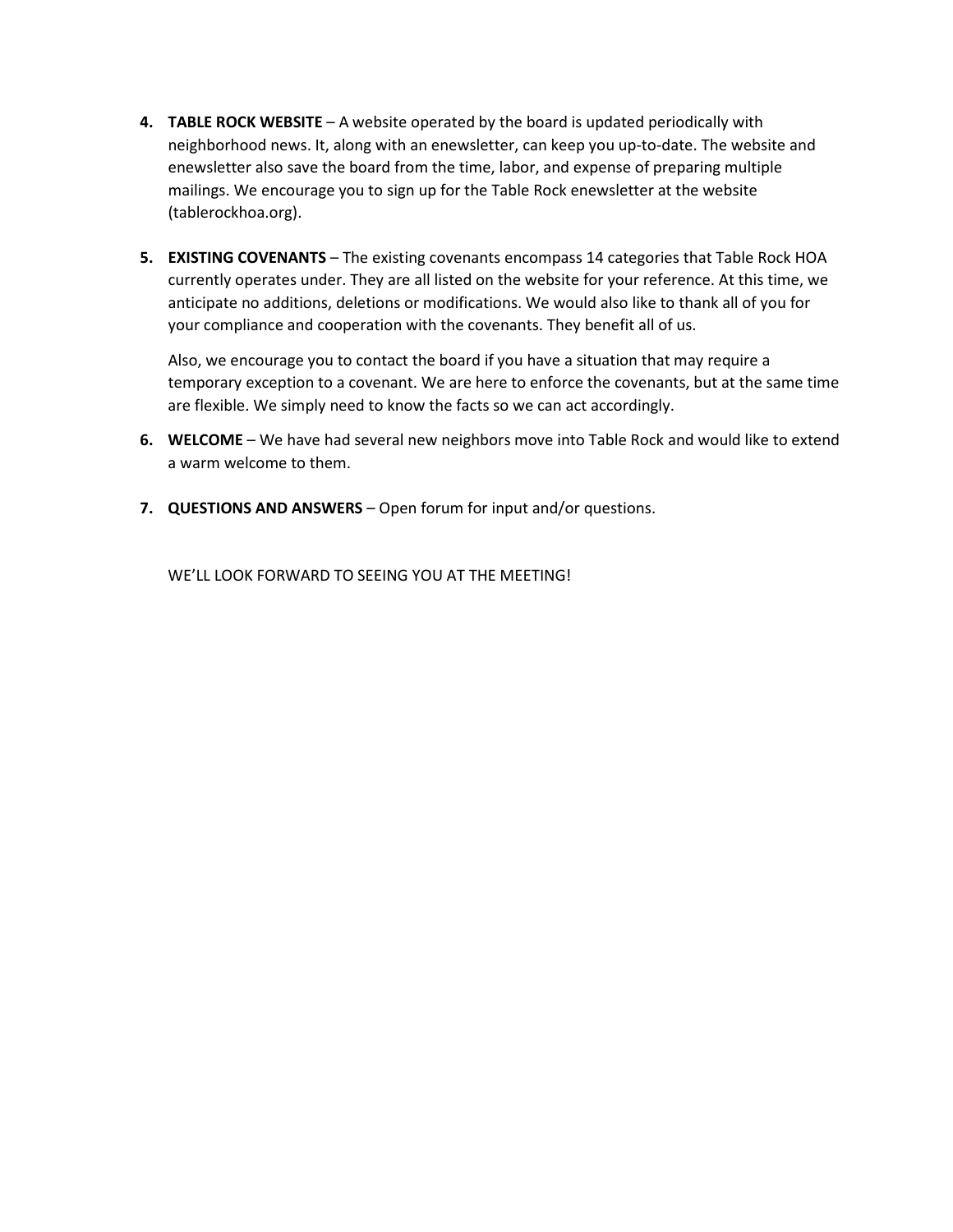4. **TABLE ROCK WEBSITE** – A website operated by the board is updated periodically with neighborhood news. It, along with an enewsletter, can keep you up-to-date. The website and enewsletter also save the board from the time, labor, and expense of preparing multiple mailings. We encourage you to sign up for the Table Rock enewsletter at the website (tablerockhoa.org).

5. **EXISTING COVENANTS** – The existing covenants encompass 14 categories that Table Rock HOA currently operates under. They are all listed on the website for your reference. At this time, we anticipate no additions, deletions or modifications. We would also like to thank all of you for your compliance and cooperation with the covenants. They benefit all of us.

   Also, we encourage you to contact the board if you have a situation that may require a temporary exception to a covenant. We are here to enforce the covenants, but at the same time are flexible. We simply need to know the facts so we can act accordingly.

6. **WELCOME** – We have had several new neighbors move into Table Rock and would like to extend a warm welcome to them.

7. **QUESTIONS AND ANSWERS** – Open forum for input and/or questions.

WE'LL LOOK FORWARD TO SEEING YOU AT THE MEETING!